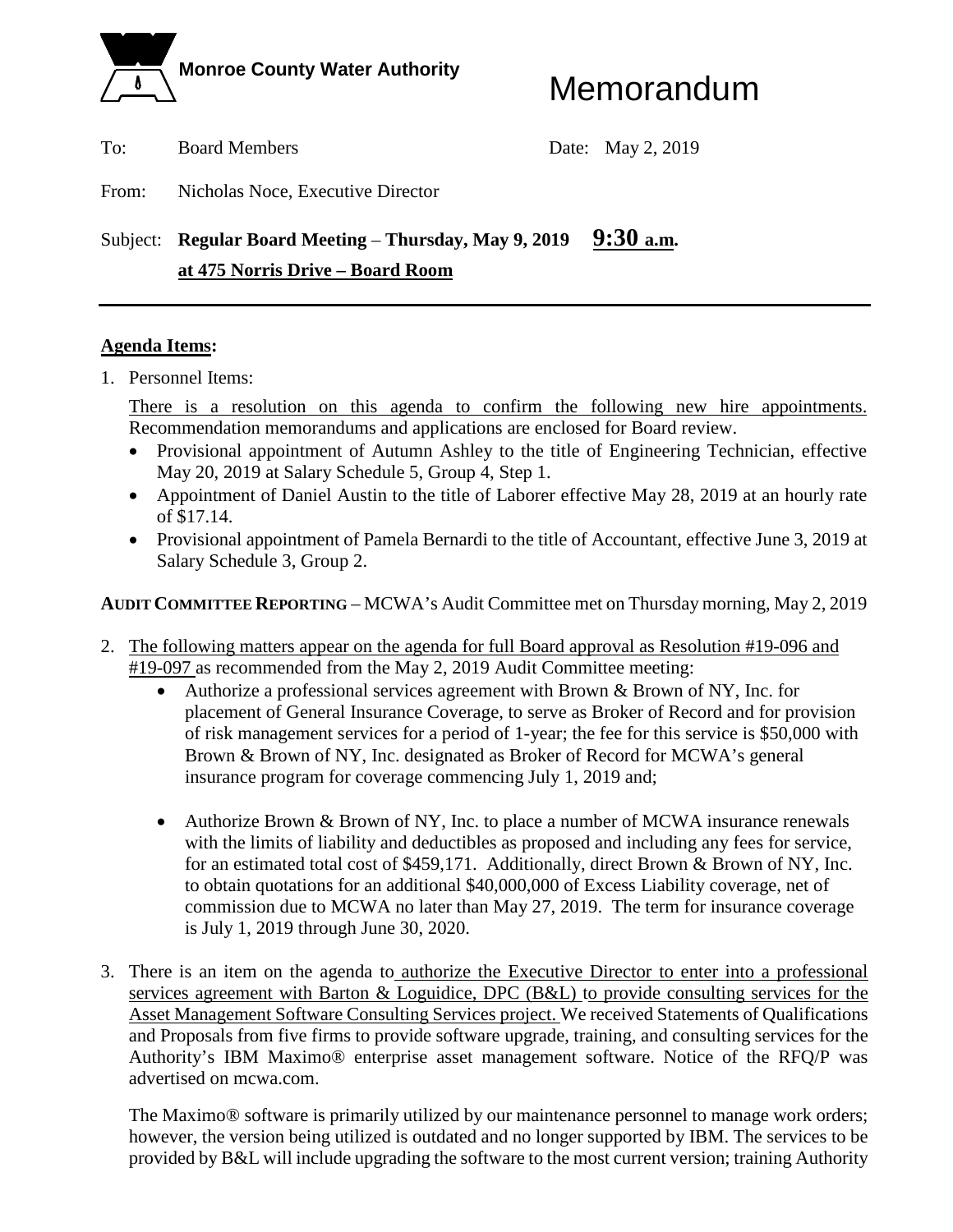**Monroe County Water Authority**

# Memorandum

To: Board Members

Date: May 2, 2019

From: Nicholas Noce, Executive Director

Subject: **Regular Board Meeting – Thursday, May 9, 2019 9:30 a.m. at 475 Norris Drive – Board Room**

---

**Agenda Items:**

1. Personnel Items:

   There is a resolution on this agenda to confirm the following new hire appointments. Recommendation memorandums and applications are enclosed for Board review.

   - Provisional appointment of Autumn Ashley to the title of Engineering Technician, effective May 20, 2019 at Salary Schedule 5, Group 4, Step 1.
   - Appointment of Daniel Austin to the title of Laborer effective May 28, 2019 at an hourly rate of $17.14.
   - Provisional appointment of Pamela Bernardi to the title of Accountant, effective June 3, 2019 at Salary Schedule 3, Group 2.

**AUDIT COMMITTEE REPORTING** – MCWA's Audit Committee met on Thursday morning, May 2, 2019

2. The following matters appear on the agenda for full Board approval as Resolution #19-096 and #19-097 as recommended from the May 2, 2019 Audit Committee meeting:

   - Authorize a professional services agreement with Brown & Brown of NY, Inc. for placement of General Insurance Coverage, to serve as Broker of Record and for provision of risk management services for a period of 1-year; the fee for this service is $50,000 with Brown & Brown of NY, Inc. designated as Broker of Record for MCWA's general insurance program for coverage commencing July 1, 2019 and;

   - Authorize Brown & Brown of NY, Inc. to place a number of MCWA insurance renewals with the limits of liability and deductibles as proposed and including any fees for service, for an estimated total cost of $459,171. Additionally, direct Brown & Brown of NY, Inc. to obtain quotations for an additional $40,000,000 of Excess Liability coverage, net of commission due to MCWA no later than May 27, 2019. The term for insurance coverage is July 1, 2019 through June 30, 2020.

3. There is an item on the agenda to authorize the Executive Director to enter into a professional services agreement with Barton & Loguidice, DPC (B&L) to provide consulting services for the Asset Management Software Consulting Services project. We received Statements of Qualifications and Proposals from five firms to provide software upgrade, training, and consulting services for the Authority's IBM Maximo® enterprise asset management software. Notice of the RFQ/P was advertised on mcwa.com.

   The Maximo® software is primarily utilized by our maintenance personnel to manage work orders; however, the version being utilized is outdated and no longer supported by IBM. The services to be provided by B&L will include upgrading the software to the most current version; training Authority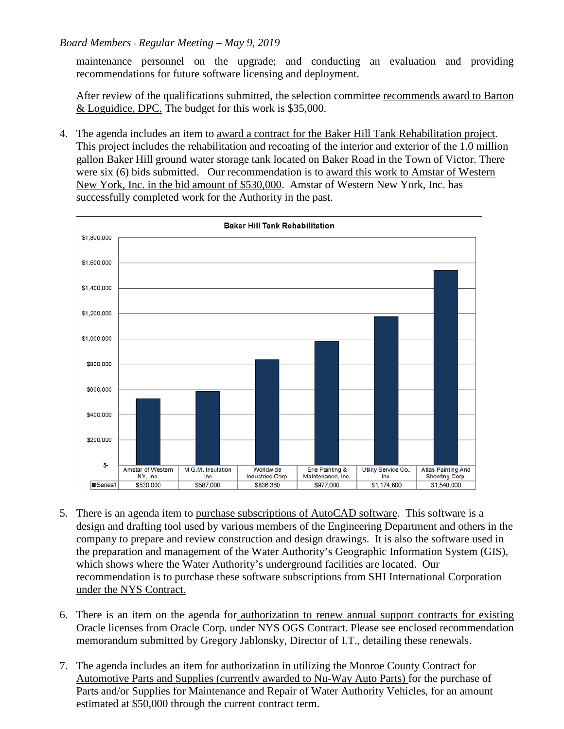maintenance personnel on the upgrade; and conducting an evaluation and providing recommendations for future software licensing and deployment.

After review of the qualifications submitted, the selection committee recommends award to Barton & Loguidice, DPC. The budget for this work is $35,000.

4. The agenda includes an item to award a contract for the Baker Hill Tank Rehabilitation project. This project includes the rehabilitation and recoating of the interior and exterior of the 1.0 million gallon Baker Hill ground water storage tank located on Baker Road in the Town of Victor. There were six (6) bids submitted. Our recommendation is to award this work to Amstar of Western New York, Inc. in the bid amount of $530,000. Amstar of Western New York, Inc. has successfully completed work for the Authority in the past.

**Baker Hill Tank Rehabilitation**

| | Amstar of Western NY, Inc. | M.G.M. Insulation Inc | Worldwide Industries Corp. | Erie Painting & Maintenance, Inc. | Utility Service Co., Inc. | Atlas Painting And Sheeting Corp. |
|---|---|---|---|---|---|---|
| Series1 | $530,000 | $587,000 | $836,360 | $977,000 | $1,174,600 | $1,540,000 |

5. There is an agenda item to purchase subscriptions of AutoCAD software. This software is a design and drafting tool used by various members of the Engineering Department and others in the company to prepare and review construction and design drawings. It is also the software used in the preparation and management of the Water Authority's Geographic Information System (GIS), which shows where the Water Authority's underground facilities are located. Our recommendation is to purchase these software subscriptions from SHI International Corporation under the NYS Contract.

6. There is an item on the agenda for authorization to renew annual support contracts for existing Oracle licenses from Oracle Corp. under NYS OGS Contract. Please see enclosed recommendation memorandum submitted by Gregory Jablonsky, Director of I.T., detailing these renewals.

7. The agenda includes an item for authorization in utilizing the Monroe County Contract for Automotive Parts and Supplies (currently awarded to Nu-Way Auto Parts) for the purchase of Parts and/or Supplies for Maintenance and Repair of Water Authority Vehicles, for an amount estimated at $50,000 through the current contract term.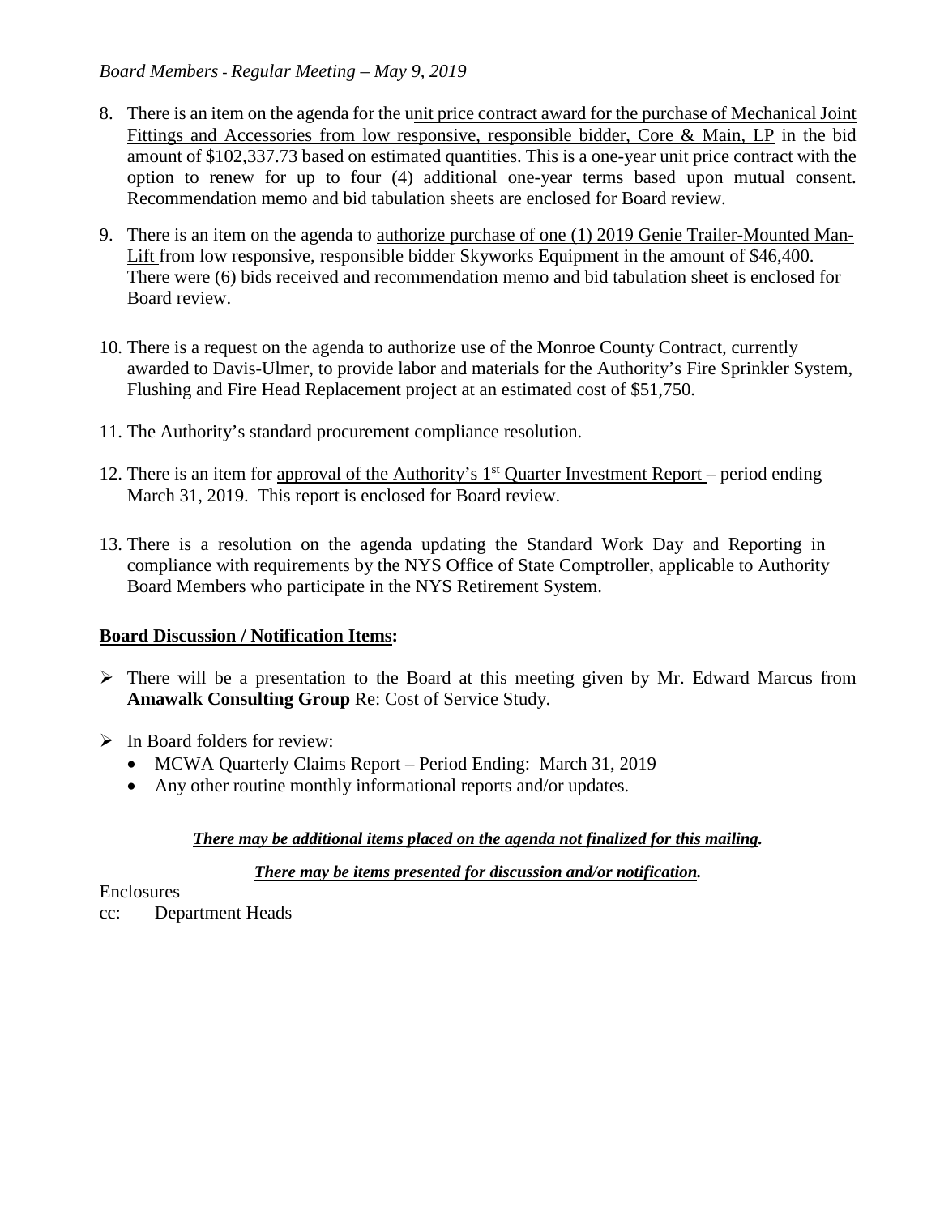8. There is an item on the agenda for the unit price contract award for the purchase of Mechanical Joint Fittings and Accessories from low responsive, responsible bidder, Core & Main, LP in the bid amount of $102,337.73 based on estimated quantities. This is a one-year unit price contract with the option to renew for up to four (4) additional one-year terms based upon mutual consent. Recommendation memo and bid tabulation sheets are enclosed for Board review.

9. There is an item on the agenda to authorize purchase of one (1) 2019 Genie Trailer-Mounted Man-Lift from low responsive, responsible bidder Skyworks Equipment in the amount of $46,400. There were (6) bids received and recommendation memo and bid tabulation sheet is enclosed for Board review.

10. There is a request on the agenda to authorize use of the Monroe County Contract, currently awarded to Davis-Ulmer, to provide labor and materials for the Authority's Fire Sprinkler System, Flushing and Fire Head Replacement project at an estimated cost of $51,750.

11. The Authority's standard procurement compliance resolution.

12. There is an item for approval of the Authority's 1st Quarter Investment Report – period ending March 31, 2019. This report is enclosed for Board review.

13. There is a resolution on the agenda updating the Standard Work Day and Reporting in compliance with requirements by the NYS Office of State Comptroller, applicable to Authority Board Members who participate in the NYS Retirement System.

**Board Discussion / Notification Items:**

- There will be a presentation to the Board at this meeting given by Mr. Edward Marcus from **Amawalk Consulting Group** Re: Cost of Service Study.
- In Board folders for review:
  - MCWA Quarterly Claims Report – Period Ending: March 31, 2019
  - Any other routine monthly informational reports and/or updates.

***There may be additional items placed on the agenda not finalized for this mailing.***

***There may be items presented for discussion and/or notification.***

Enclosures

cc: Department Heads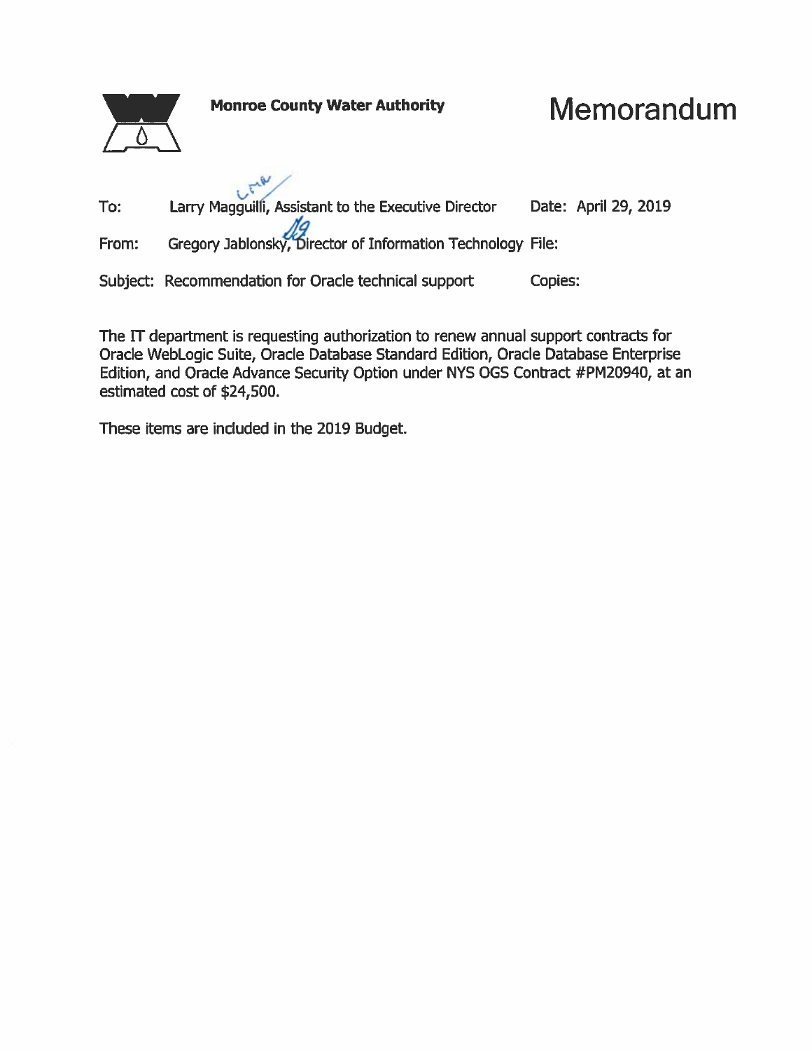**Monroe County Water Authority**

# Memorandum

| | | | |
|---|---|---|---|
| To: | Larry Magguilli, Assistant to the Executive Director | Date: | April 29, 2019 |
| From: | Gregory Jablonsky, Director of Information Technology | File: | |
| Subject: | Recommendation for Oracle technical support | Copies: | |

The IT department is requesting authorization to renew annual support contracts for Oracle WebLogic Suite, Oracle Database Standard Edition, Oracle Database Enterprise Edition, and Oracle Advance Security Option under NYS OGS Contract #PM20940, at an estimated cost of $24,500.

These items are included in the 2019 Budget.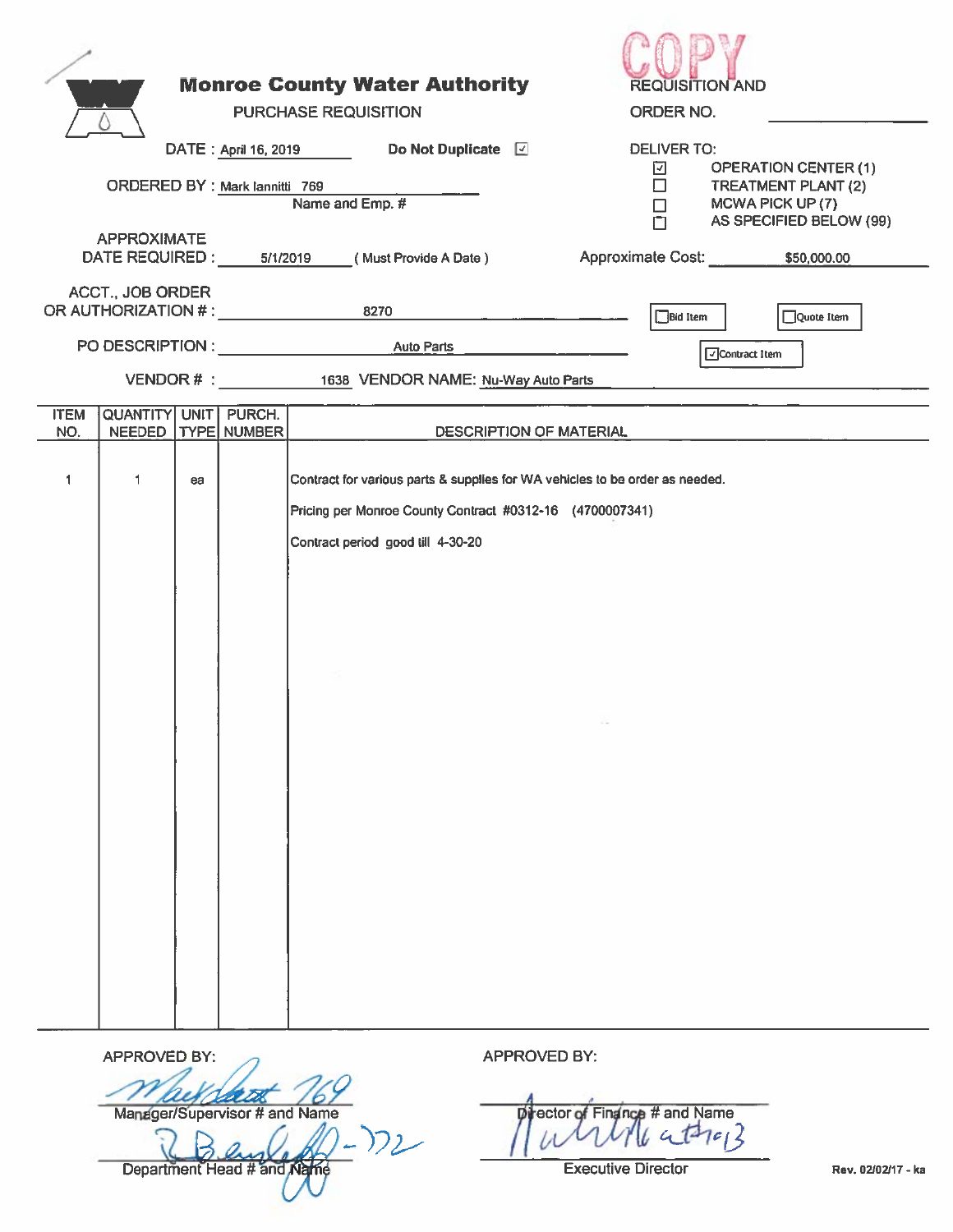# Monroe County Water Authority

PURCHASE REQUISITION

COPY

REQUISITION AND ORDER NO.

DATE : April 16, 2019

Do Not Duplicate ☑

ORDERED BY : Mark Iannitti 769
Name and Emp. #

DELIVER TO:

- ☑ OPERATION CENTER (1)
- ☐ TREATMENT PLANT (2)
- ☐ MCWA PICK UP (7)
- ☐ AS SPECIFIED BELOW (99)

APPROXIMATE DATE REQUIRED : 5/1/2019 ( Must Provide A Date )

Approximate Cost: $50,000.00

ACCT., JOB ORDER OR AUTHORIZATION # : 8270

☐ Bid Item ☐ Quote Item ☑ Contract Item

PO DESCRIPTION : Auto Parts

VENDOR # : 1638 VENDOR NAME: Nu-Way Auto Parts

| ITEM NO. | QUANTITY NEEDED | UNIT TYPE | PURCH. NUMBER | DESCRIPTION OF MATERIAL |
|---|---|---|---|---|
| 1 | 1 | ea | | Contract for various parts & supplies for WA vehicles to be order as needed. |
| | | | | Pricing per Monroe County Contract #0312-16 (4700007341) |
| | | | | Contract period good till 4-30-20 |

APPROVED BY:

Mark Iannitti 769
Manager/Supervisor # and Name

R Banloff - 772
Department Head # and Name

APPROVED BY:

Director of Finance # and Name

N Whitbeck 013
Executive Director

Rev. 02/02/17 - ka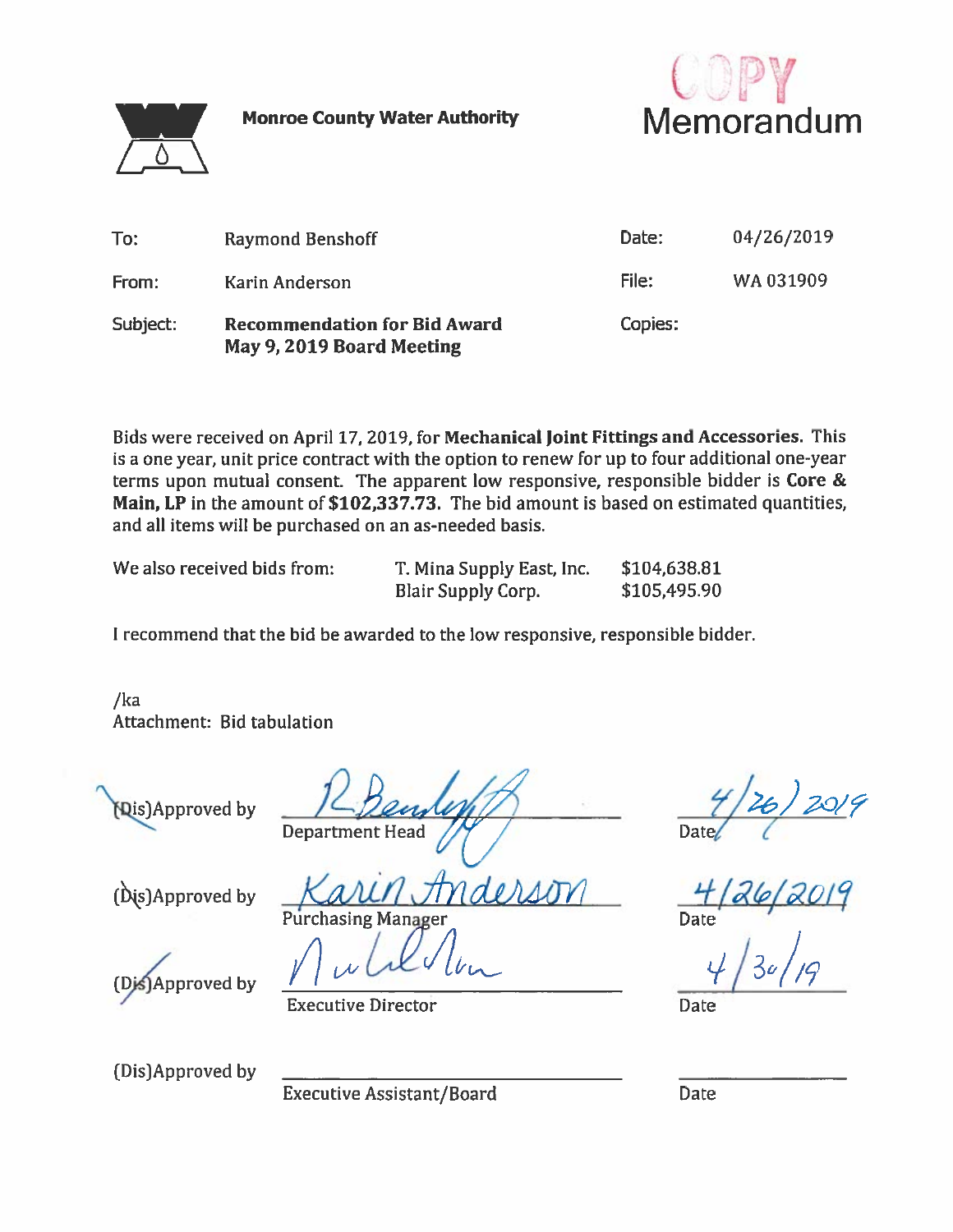Monroe County Water Authority

COPY
# Memorandum

| To: | Raymond Benshoff | Date: | 04/26/2019 |
|---|---|---|---|
| From: | Karin Anderson | File: | WA 031909 |
| Subject: | **Recommendation for Bid Award May 9, 2019 Board Meeting** | Copies: | |

Bids were received on April 17, 2019, for **Mechanical Joint Fittings and Accessories.** This is a one year, unit price contract with the option to renew for up to four additional one-year terms upon mutual consent. The apparent low responsive, responsible bidder is **Core & Main, LP** in the amount of **$102,337.73.** The bid amount is based on estimated quantities, and all items will be purchased on an as-needed basis.

| We also received bids from: | T. Mina Supply East, Inc. | $104,638.81 |
|---|---|---|
| | Blair Supply Corp. | $105,495.90 |

I recommend that the bid be awarded to the low responsive, responsible bidder.

/ka
Attachment: Bid tabulation

(Dis)Approved by R. Benshoff — Department Head — Date 4/26/2019

(Dis)Approved by Karin Anderson — Purchasing Manager — Date 4/26/2019

(Dis)Approved by [signature] — Executive Director — Date 4/30/19

(Dis)Approved by ____________ Executive Assistant/Board — Date ________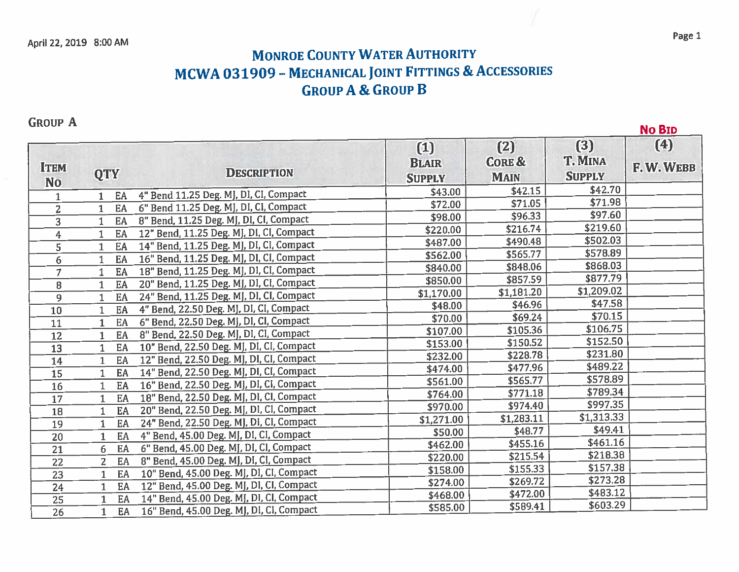April 22, 2019 8:00 AM

# Monroe County Water Authority
# MCWA 031909 – Mechanical Joint Fittings & Accessories
# Group A & Group B

## Group A

| Item No | QTY | | Description | (1) Blair Supply | (2) Core & Main | (3) T. Mina Supply | (4) F. W. Webb (No Bid) |
|---|---|---|---|---|---|---|---|
| 1 | 1 | EA | 4" Bend 11.25 Deg. MJ, DI, CI, Compact | $43.00 | $42.15 | $42.70 | |
| 2 | 1 | EA | 6" Bend 11.25 Deg. MJ, DI, CI, Compact | $72.00 | $71.05 | $71.98 | |
| 3 | 1 | EA | 8" Bend, 11.25 Deg. MJ, DI, CI, Compact | $98.00 | $96.33 | $97.60 | |
| 4 | 1 | EA | 12" Bend, 11.25 Deg. MJ, DI, CI, Compact | $220.00 | $216.74 | $219.60 | |
| 5 | 1 | EA | 14" Bend, 11.25 Deg. MJ, DI, CI, Compact | $487.00 | $490.48 | $502.03 | |
| 6 | 1 | EA | 16" Bend, 11.25 Deg. MJ, DI, CI, Compact | $562.00 | $565.77 | $578.89 | |
| 7 | 1 | EA | 18" Bend, 11.25 Deg. MJ, DI, CI, Compact | $840.00 | $848.06 | $868.03 | |
| 8 | 1 | EA | 20" Bend, 11.25 Deg. MJ, DI, CI, Compact | $850.00 | $857.59 | $877.79 | |
| 9 | 1 | EA | 24" Bend, 11.25 Deg. MJ, DI, CI, Compact | $1,170.00 | $1,181.20 | $1,209.02 | |
| 10 | 1 | EA | 4" Bend, 22.50 Deg. MJ, DI, CI, Compact | $48.00 | $46.96 | $47.58 | |
| 11 | 1 | EA | 6" Bend, 22.50 Deg. MJ, DI, CI, Compact | $70.00 | $69.24 | $70.15 | |
| 12 | 1 | EA | 8" Bend, 22.50 Deg. MJ, DI, CI, Compact | $107.00 | $105.36 | $106.75 | |
| 13 | 1 | EA | 10" Bend, 22.50 Deg. MJ, DI, CI, Compact | $153.00 | $150.52 | $152.50 | |
| 14 | 1 | EA | 12" Bend, 22.50 Deg. MJ, DI, CI, Compact | $232.00 | $228.78 | $231.80 | |
| 15 | 1 | EA | 14" Bend, 22.50 Deg. MJ, DI, CI, Compact | $474.00 | $477.96 | $489.22 | |
| 16 | 1 | EA | 16" Bend, 22.50 Deg. MJ, DI, CI, Compact | $561.00 | $565.77 | $578.89 | |
| 17 | 1 | EA | 18" Bend, 22.50 Deg. MJ, DI, CI, Compact | $764.00 | $771.18 | $789.34 | |
| 18 | 1 | EA | 20" Bend, 22.50 Deg. MJ, DI, CI, Compact | $970.00 | $974.40 | $997.35 | |
| 19 | 1 | EA | 24" Bend, 22.50 Deg. MJ, DI, CI, Compact | $1,271.00 | $1,283.11 | $1,313.33 | |
| 20 | 1 | EA | 4" Bend, 45.00 Deg. MJ, DI, CI, Compact | $50.00 | $48.77 | $49.41 | |
| 21 | 6 | EA | 6" Bend, 45.00 Deg. MJ, DI, CI, Compact | $462.00 | $455.16 | $461.16 | |
| 22 | 2 | EA | 8" Bend, 45.00 Deg. MJ, DI, CI, Compact | $220.00 | $215.54 | $218.38 | |
| 23 | 1 | EA | 10" Bend, 45.00 Deg. MJ, DI, CI, Compact | $158.00 | $155.33 | $157.38 | |
| 24 | 1 | EA | 12" Bend, 45.00 Deg. MJ, DI, CI, Compact | $274.00 | $269.72 | $273.28 | |
| 25 | 1 | EA | 14" Bend, 45.00 Deg. MJ, DI, CI, Compact | $468.00 | $472.00 | $483.12 | |
| 26 | 1 | EA | 16" Bend, 45.00 Deg. MJ, DI, CI, Compact | $585.00 | $589.41 | $603.29 | |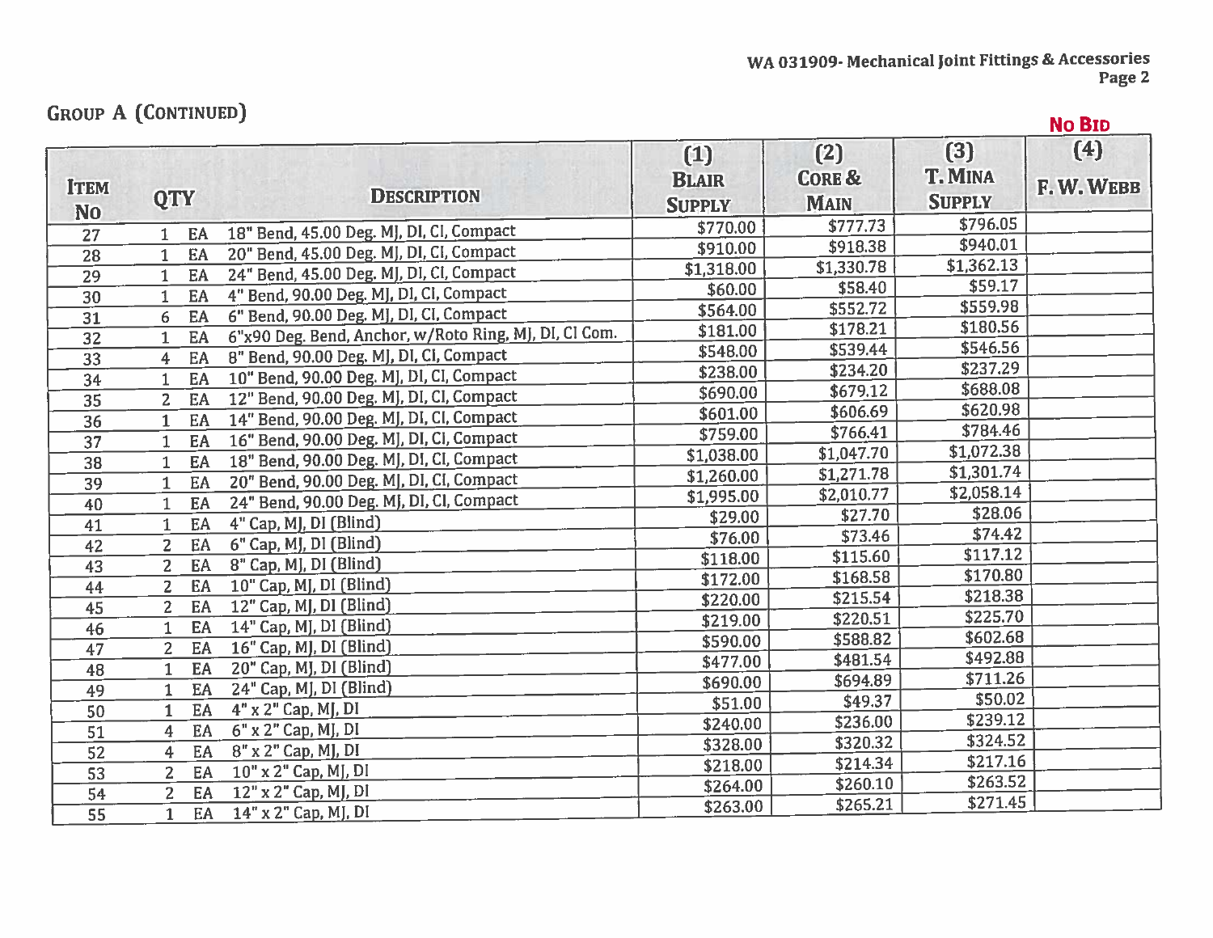WA 031909- Mechanical Joint Fittings & Accessories

## GROUP A (CONTINUED)

| ITEM No | QTY | | DESCRIPTION | (1) BLAIR SUPPLY | (2) CORE & MAIN | (3) T. MINA SUPPLY | (4) F. W. WEBB (NO BID) |
|---|---|---|---|---|---|---|---|
| 27 | 1 | EA | 18" Bend, 45.00 Deg. MJ, DI, CI, Compact | $770.00 | $777.73 | $796.05 | |
| 28 | 1 | EA | 20" Bend, 45.00 Deg. MJ, DI, CI, Compact | $910.00 | $918.38 | $940.01 | |
| 29 | 1 | EA | 24" Bend, 45.00 Deg. MJ, DI, CI, Compact | $1,318.00 | $1,330.78 | $1,362.13 | |
| 30 | 1 | EA | 4" Bend, 90.00 Deg. MJ, DI, CI, Compact | $60.00 | $58.40 | $59.17 | |
| 31 | 6 | EA | 6" Bend, 90.00 Deg. MJ, DI, CI, Compact | $564.00 | $552.72 | $559.98 | |
| 32 | 1 | EA | 6"x90 Deg. Bend, Anchor, w/Roto Ring, MJ, DI, CI Com. | $181.00 | $178.21 | $180.56 | |
| 33 | 4 | EA | 8" Bend, 90.00 Deg. MJ, DI, CI, Compact | $548.00 | $539.44 | $546.56 | |
| 34 | 1 | EA | 10" Bend, 90.00 Deg. MJ, DI, CI, Compact | $238.00 | $234.20 | $237.29 | |
| 35 | 2 | EA | 12" Bend, 90.00 Deg. MJ, DI, CI, Compact | $690.00 | $679.12 | $688.08 | |
| 36 | 1 | EA | 14" Bend, 90.00 Deg. MJ, DI, CI, Compact | $601.00 | $606.69 | $620.98 | |
| 37 | 1 | EA | 16" Bend, 90.00 Deg. MJ, DI, CI, Compact | $759.00 | $766.41 | $784.46 | |
| 38 | 1 | EA | 18" Bend, 90.00 Deg. MJ, DI, CI, Compact | $1,038.00 | $1,047.70 | $1,072.38 | |
| 39 | 1 | EA | 20" Bend, 90.00 Deg. MJ, DI, CI, Compact | $1,260.00 | $1,271.78 | $1,301.74 | |
| 40 | 1 | EA | 24" Bend, 90.00 Deg. MJ, DI, CI, Compact | $1,995.00 | $2,010.77 | $2,058.14 | |
| 41 | 1 | EA | 4" Cap, MJ, DI (Blind) | $29.00 | $27.70 | $28.06 | |
| 42 | 2 | EA | 6" Cap, MJ, DI (Blind) | $76.00 | $73.46 | $74.42 | |
| 43 | 2 | EA | 8" Cap, MJ, DI (Blind) | $118.00 | $115.60 | $117.12 | |
| 44 | 2 | EA | 10" Cap, MJ, DI (Blind) | $172.00 | $168.58 | $170.80 | |
| 45 | 2 | EA | 12" Cap, MJ, DI (Blind) | $220.00 | $215.54 | $218.38 | |
| 46 | 1 | EA | 14" Cap, MJ, DI (Blind) | $219.00 | $220.51 | $225.70 | |
| 47 | 2 | EA | 16" Cap, MJ, DI (Blind) | $590.00 | $588.82 | $602.68 | |
| 48 | 1 | EA | 20" Cap, MJ, DI (Blind) | $477.00 | $481.54 | $492.88 | |
| 49 | 1 | EA | 24" Cap, MJ, DI (Blind) | $690.00 | $694.89 | $711.26 | |
| 50 | 1 | EA | 4" x 2" Cap, MJ, DI | $51.00 | $49.37 | $50.02 | |
| 51 | 4 | EA | 6" x 2" Cap, MJ, DI | $240.00 | $236.00 | $239.12 | |
| 52 | 4 | EA | 8" x 2" Cap, MJ, DI | $328.00 | $320.32 | $324.52 | |
| 53 | 2 | EA | 10" x 2" Cap, MJ, DI | $218.00 | $214.34 | $217.16 | |
| 54 | 2 | EA | 12" x 2" Cap, MJ, DI | $264.00 | $260.10 | $263.52 | |
| 55 | 1 | EA | 14" x 2" Cap, MJ, DI | $263.00 | $265.21 | $271.45 | |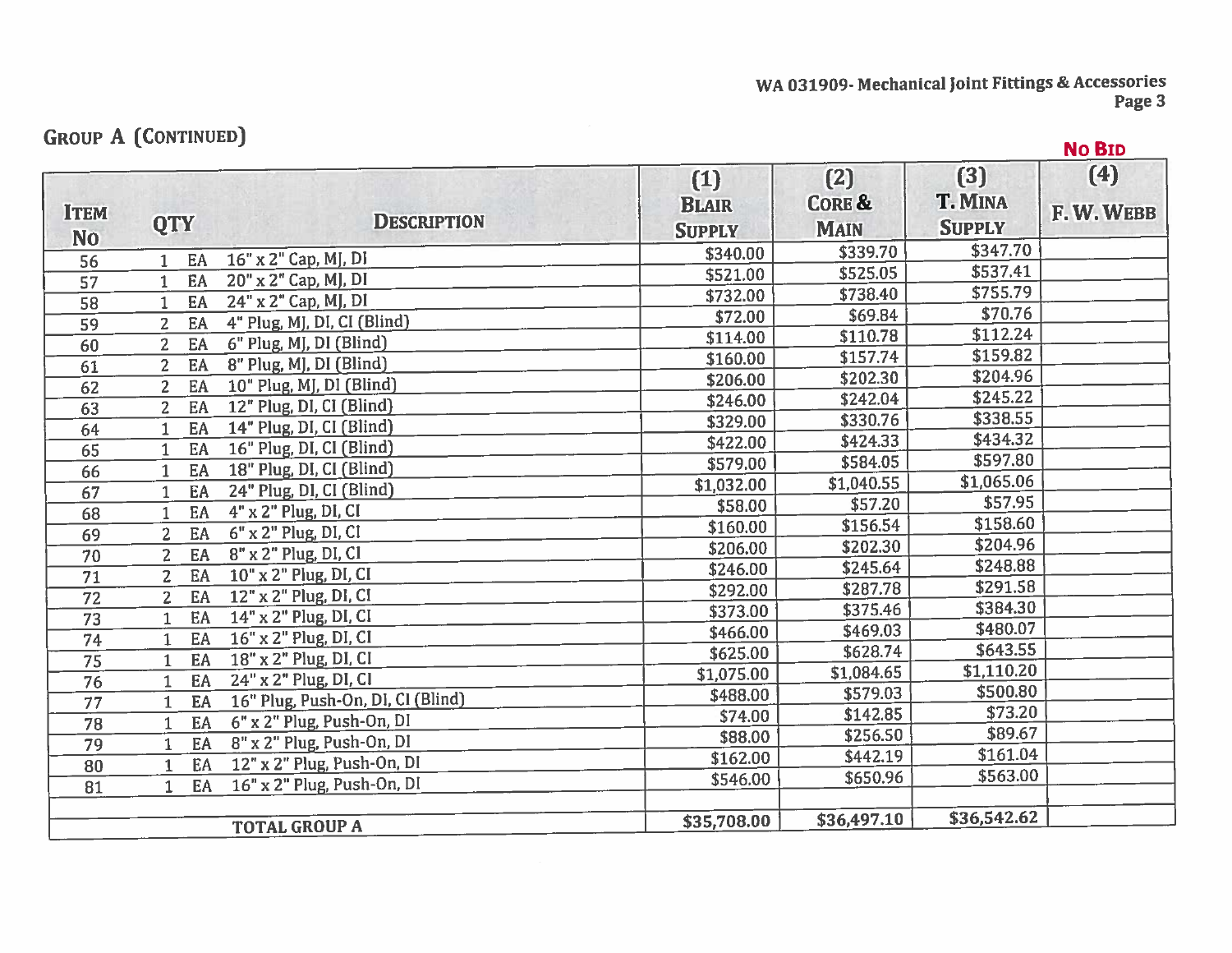WA 031909- Mechanical Joint Fittings & Accessories

## Group A (Continued)

| Item No | QTY | | Description | (1) Blair Supply | (2) Core & Main | (3) T. Mina Supply | (4) F. W. Webb **No Bid** |
|---|---|---|---|---|---|---|---|
| 56 | 1 | EA | 16" x 2" Cap, MJ, DI | $340.00 | $339.70 | $347.70 | |
| 57 | 1 | EA | 20" x 2" Cap, MJ, DI | $521.00 | $525.05 | $537.41 | |
| 58 | 1 | EA | 24" x 2" Cap, MJ, DI | $732.00 | $738.40 | $755.79 | |
| 59 | 2 | EA | 4" Plug, MJ, DI, CI (Blind) | $72.00 | $69.84 | $70.76 | |
| 60 | 2 | EA | 6" Plug, MJ, DI (Blind) | $114.00 | $110.78 | $112.24 | |
| 61 | 2 | EA | 8" Plug, MJ, DI (Blind) | $160.00 | $157.74 | $159.82 | |
| 62 | 2 | EA | 10" Plug, MJ, DI (Blind) | $206.00 | $202.30 | $204.96 | |
| 63 | 2 | EA | 12" Plug, DI, CI (Blind) | $246.00 | $242.04 | $245.22 | |
| 64 | 1 | EA | 14" Plug, DI, CI (Blind) | $329.00 | $330.76 | $338.55 | |
| 65 | 1 | EA | 16" Plug, DI, CI (Blind) | $422.00 | $424.33 | $434.32 | |
| 66 | 1 | EA | 18" Plug, DI, CI (Blind) | $579.00 | $584.05 | $597.80 | |
| 67 | 1 | EA | 24" Plug, DI, CI (Blind) | $1,032.00 | $1,040.55 | $1,065.06 | |
| 68 | 1 | EA | 4" x 2" Plug, DI, CI | $58.00 | $57.20 | $57.95 | |
| 69 | 2 | EA | 6" x 2" Plug, DI, CI | $160.00 | $156.54 | $158.60 | |
| 70 | 2 | EA | 8" x 2" Plug, DI, CI | $206.00 | $202.30 | $204.96 | |
| 71 | 2 | EA | 10" x 2" Plug, DI, CI | $246.00 | $245.64 | $248.88 | |
| 72 | 2 | EA | 12" x 2" Plug, DI, CI | $292.00 | $287.78 | $291.58 | |
| 73 | 1 | EA | 14" x 2" Plug, DI, CI | $373.00 | $375.46 | $384.30 | |
| 74 | 1 | EA | 16" x 2" Plug, DI, CI | $466.00 | $469.03 | $480.07 | |
| 75 | 1 | EA | 18" x 2" Plug, DI, CI | $625.00 | $628.74 | $643.55 | |
| 76 | 1 | EA | 24" x 2" Plug, DI, CI | $1,075.00 | $1,084.65 | $1,110.20 | |
| 77 | 1 | EA | 16" Plug, Push-On, DI, CI (Blind) | $488.00 | $579.03 | $500.80 | |
| 78 | 1 | EA | 6" x 2" Plug, Push-On, DI | $74.00 | $142.85 | $73.20 | |
| 79 | 1 | EA | 8" x 2" Plug, Push-On, DI | $88.00 | $256.50 | $89.67 | |
| 80 | 1 | EA | 12" x 2" Plug, Push-On, DI | $162.00 | $442.19 | $161.04 | |
| 81 | 1 | EA | 16" x 2" Plug, Push-On, DI | $546.00 | $650.96 | $563.00 | |
| | | | | | | | |
| | | | **TOTAL GROUP A** | **$35,708.00** | **$36,497.10** | **$36,542.62** | |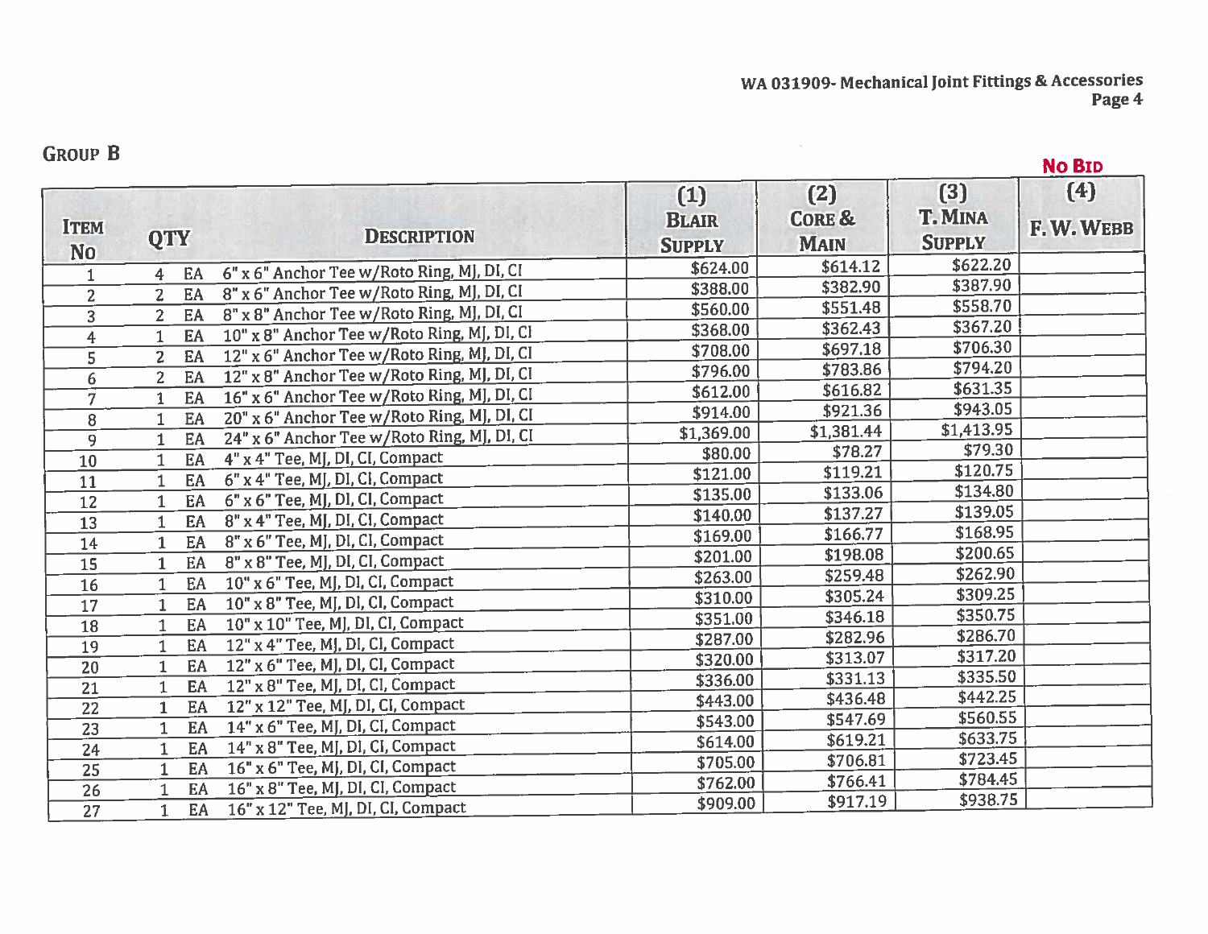WA 031909- Mechanical Joint Fittings & Accessories

## Group B

| Item No | QTY | | Description | (1) Blair Supply | (2) Core & Main | (3) T. Mina Supply | (4) F. W. Webb<br>No Bid |
|---|---|---|---|---|---|---|---|
| 1 | 4 | EA | 6" x 6" Anchor Tee w/Roto Ring, MJ, DI, CI | $624.00 | $614.12 | $622.20 | |
| 2 | 2 | EA | 8" x 6" Anchor Tee w/Roto Ring, MJ, DI, CI | $388.00 | $382.90 | $387.90 | |
| 3 | 2 | EA | 8" x 8" Anchor Tee w/Roto Ring, MJ, DI, CI | $560.00 | $551.48 | $558.70 | |
| 4 | 1 | EA | 10" x 8" Anchor Tee w/Roto Ring, MJ, DI, CI | $368.00 | $362.43 | $367.20 | |
| 5 | 2 | EA | 12" x 6" Anchor Tee w/Roto Ring, MJ, DI, CI | $708.00 | $697.18 | $706.30 | |
| 6 | 2 | EA | 12" x 8" Anchor Tee w/Roto Ring, MJ, DI, CI | $796.00 | $783.86 | $794.20 | |
| 7 | 1 | EA | 16" x 6" Anchor Tee w/Roto Ring, MJ, DI, CI | $612.00 | $616.82 | $631.35 | |
| 8 | 1 | EA | 20" x 6" Anchor Tee w/Roto Ring, MJ, DI, CI | $914.00 | $921.36 | $943.05 | |
| 9 | 1 | EA | 24" x 6" Anchor Tee w/Roto Ring, MJ, DI, CI | $1,369.00 | $1,381.44 | $1,413.95 | |
| 10 | 1 | EA | 4" x 4" Tee, MJ, DI, CI, Compact | $80.00 | $78.27 | $79.30 | |
| 11 | 1 | EA | 6" x 4" Tee, MJ, DI, CI, Compact | $121.00 | $119.21 | $120.75 | |
| 12 | 1 | EA | 6" x 6" Tee, MJ, DI, CI, Compact | $135.00 | $133.06 | $134.80 | |
| 13 | 1 | EA | 8" x 4" Tee, MJ, DI, CI, Compact | $140.00 | $137.27 | $139.05 | |
| 14 | 1 | EA | 8" x 6" Tee, MJ, DI, CI, Compact | $169.00 | $166.77 | $168.95 | |
| 15 | 1 | EA | 8" x 8" Tee, MJ, DI, CI, Compact | $201.00 | $198.08 | $200.65 | |
| 16 | 1 | EA | 10" x 6" Tee, MJ, DI, CI, Compact | $263.00 | $259.48 | $262.90 | |
| 17 | 1 | EA | 10" x 8" Tee, MJ, DI, CI, Compact | $310.00 | $305.24 | $309.25 | |
| 18 | 1 | EA | 10" x 10" Tee, MJ, DI, CI, Compact | $351.00 | $346.18 | $350.75 | |
| 19 | 1 | EA | 12" x 4" Tee, MJ, DI, CI, Compact | $287.00 | $282.96 | $286.70 | |
| 20 | 1 | EA | 12" x 6" Tee, MJ, DI, CI, Compact | $320.00 | $313.07 | $317.20 | |
| 21 | 1 | EA | 12" x 8" Tee, MJ, DI, CI, Compact | $336.00 | $331.13 | $335.50 | |
| 22 | 1 | EA | 12" x 12" Tee, MJ, DI, CI, Compact | $443.00 | $436.48 | $442.25 | |
| 23 | 1 | EA | 14" x 6" Tee, MJ, DI, CI, Compact | $543.00 | $547.69 | $560.55 | |
| 24 | 1 | EA | 14" x 8" Tee, MJ, DI, CI, Compact | $614.00 | $619.21 | $633.75 | |
| 25 | 1 | EA | 16" x 6" Tee, MJ, DI, CI, Compact | $705.00 | $706.81 | $723.45 | |
| 26 | 1 | EA | 16" x 8" Tee, MJ, DI, CI, Compact | $762.00 | $766.41 | $784.45 | |
| 27 | 1 | EA | 16" x 12" Tee, MJ, DI, CI, Compact | $909.00 | $917.19 | $938.75 | |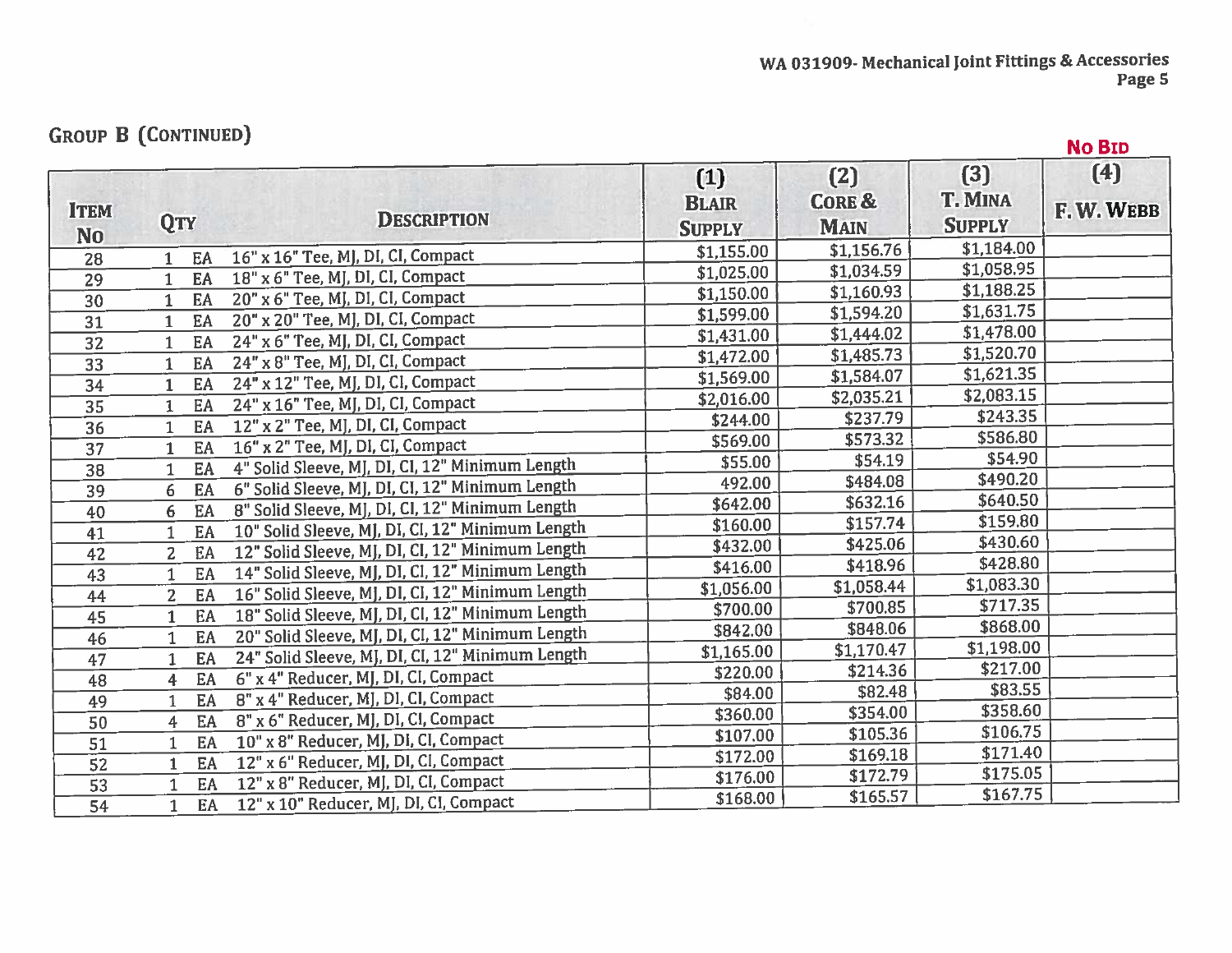## Group B (Continued)

| Item No | Qty | | Description | (1) Blair Supply | (2) Core & Main | (3) T. Mina Supply | No Bid (4) F. W. Webb |
|---|---|---|---|---|---|---|---|
| 28 | 1 | EA | 16" x 16" Tee, MJ, DI, CI, Compact | $1,155.00 | $1,156.76 | $1,184.00 | |
| 29 | 1 | EA | 18" x 6" Tee, MJ, DI, CI, Compact | $1,025.00 | $1,034.59 | $1,058.95 | |
| 30 | 1 | EA | 20" x 6" Tee, MJ, DI, CI, Compact | $1,150.00 | $1,160.93 | $1,188.25 | |
| 31 | 1 | EA | 20" x 20" Tee, MJ, DI, CI, Compact | $1,599.00 | $1,594.20 | $1,631.75 | |
| 32 | 1 | EA | 24" x 6" Tee, MJ, DI, CI, Compact | $1,431.00 | $1,444.02 | $1,478.00 | |
| 33 | 1 | EA | 24" x 8" Tee, MJ, DI, CI, Compact | $1,472.00 | $1,485.73 | $1,520.70 | |
| 34 | 1 | EA | 24" x 12" Tee, MJ, DI, CI, Compact | $1,569.00 | $1,584.07 | $1,621.35 | |
| 35 | 1 | EA | 24" x 16" Tee, MJ, DI, CI, Compact | $2,016.00 | $2,035.21 | $2,083.15 | |
| 36 | 1 | EA | 12" x 2" Tee, MJ, DI, CI, Compact | $244.00 | $237.79 | $243.35 | |
| 37 | 1 | EA | 16" x 2" Tee, MJ, DI, CI, Compact | $569.00 | $573.32 | $586.80 | |
| 38 | 1 | EA | 4" Solid Sleeve, MJ, DI, CI, 12" Minimum Length | $55.00 | $54.19 | $54.90 | |
| 39 | 6 | EA | 6" Solid Sleeve, MJ, DI, CI, 12" Minimum Length | 492.00 | $484.08 | $490.20 | |
| 40 | 6 | EA | 8" Solid Sleeve, MJ, DI, CI, 12" Minimum Length | $642.00 | $632.16 | $640.50 | |
| 41 | 1 | EA | 10" Solid Sleeve, MJ, DI, CI, 12" Minimum Length | $160.00 | $157.74 | $159.80 | |
| 42 | 2 | EA | 12" Solid Sleeve, MJ, DI, CI, 12" Minimum Length | $432.00 | $425.06 | $430.60 | |
| 43 | 1 | EA | 14" Solid Sleeve, MJ, DI, CI, 12" Minimum Length | $416.00 | $418.96 | $428.80 | |
| 44 | 2 | EA | 16" Solid Sleeve, MJ, DI, CI, 12" Minimum Length | $1,056.00 | $1,058.44 | $1,083.30 | |
| 45 | 1 | EA | 18" Solid Sleeve, MJ, DI, CI, 12" Minimum Length | $700.00 | $700.85 | $717.35 | |
| 46 | 1 | EA | 20" Solid Sleeve, MJ, DI, CI, 12" Minimum Length | $842.00 | $848.06 | $868.00 | |
| 47 | 1 | EA | 24" Solid Sleeve, MJ, DI, CI, 12" Minimum Length | $1,165.00 | $1,170.47 | $1,198.00 | |
| 48 | 4 | EA | 6" x 4" Reducer, MJ, DI, CI, Compact | $220.00 | $214.36 | $217.00 | |
| 49 | 1 | EA | 8" x 4" Reducer, MJ, DI, CI, Compact | $84.00 | $82.48 | $83.55 | |
| 50 | 4 | EA | 8" x 6" Reducer, MJ, DI, CI, Compact | $360.00 | $354.00 | $358.60 | |
| 51 | 1 | EA | 10" x 8" Reducer, MJ, DI, CI, Compact | $107.00 | $105.36 | $106.75 | |
| 52 | 1 | EA | 12" x 6" Reducer, MJ, DI, CI, Compact | $172.00 | $169.18 | $171.40 | |
| 53 | 1 | EA | 12" x 8" Reducer, MJ, DI, CI, Compact | $176.00 | $172.79 | $175.05 | |
| 54 | 1 | EA | 12" x 10" Reducer, MJ, DI, CI, Compact | $168.00 | $165.57 | $167.75 | |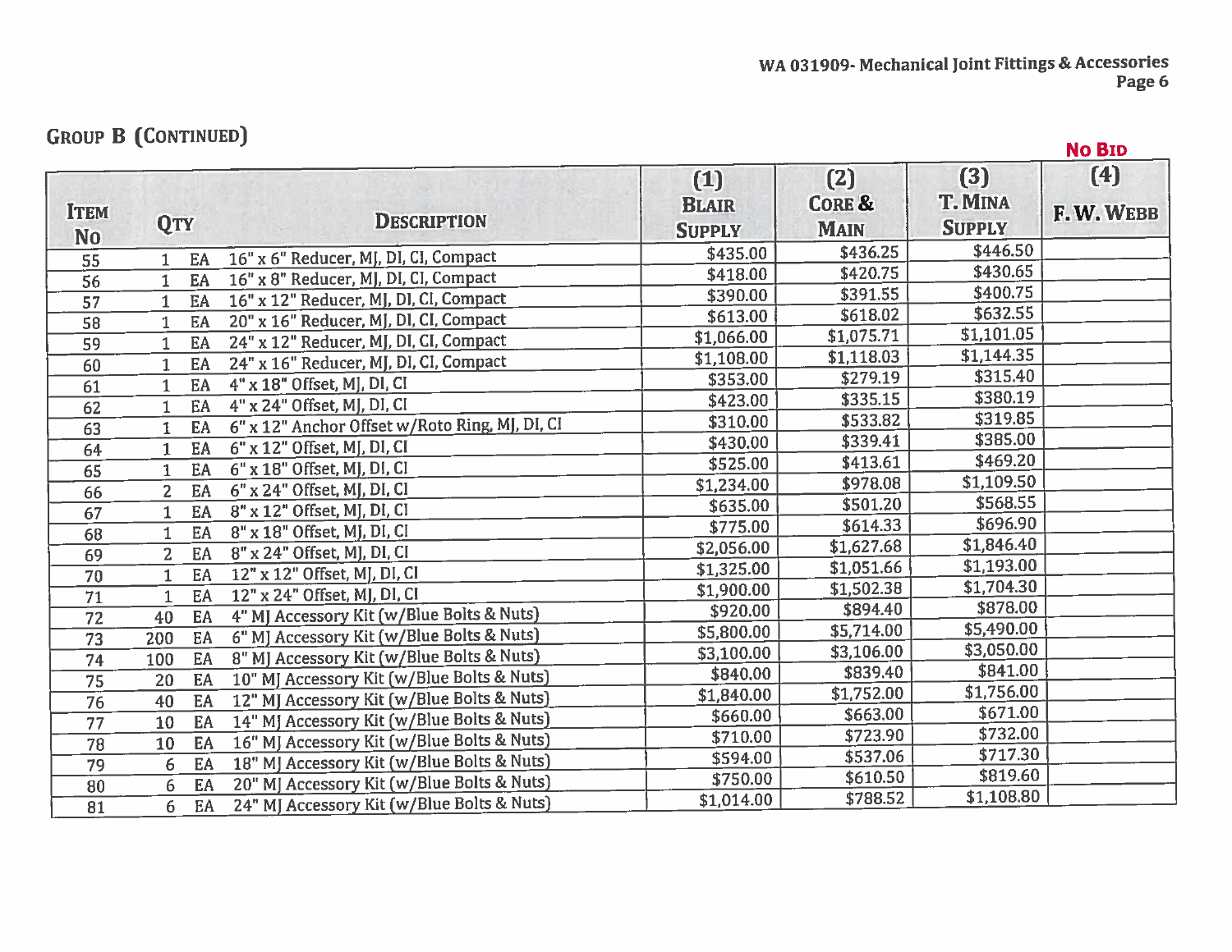## GROUP B (CONTINUED)

| ITEM No | QTY | | DESCRIPTION | (1) BLAIR SUPPLY | (2) CORE & MAIN | (3) T. MINA SUPPLY | NO BID (4) F. W. WEBB |
|---|---|---|---|---|---|---|---|
| 55 | 1 | EA | 16" x 6" Reducer, MJ, DI, CI, Compact | $435.00 | $436.25 | $446.50 | |
| 56 | 1 | EA | 16" x 8" Reducer, MJ, DI, CI, Compact | $418.00 | $420.75 | $430.65 | |
| 57 | 1 | EA | 16" x 12" Reducer, MJ, DI, CI, Compact | $390.00 | $391.55 | $400.75 | |
| 58 | 1 | EA | 20" x 16" Reducer, MJ, DI, CI, Compact | $613.00 | $618.02 | $632.55 | |
| 59 | 1 | EA | 24" x 12" Reducer, MJ, DI, CI, Compact | $1,066.00 | $1,075.71 | $1,101.05 | |
| 60 | 1 | EA | 24" x 16" Reducer, MJ, DI, CI, Compact | $1,108.00 | $1,118.03 | $1,144.35 | |
| 61 | 1 | EA | 4" x 18" Offset, MJ, DI, CI | $353.00 | $279.19 | $315.40 | |
| 62 | 1 | EA | 4" x 24" Offset, MJ, DI, CI | $423.00 | $335.15 | $380.19 | |
| 63 | 1 | EA | 6" x 12" Anchor Offset w/Roto Ring, MJ, DI, CI | $310.00 | $533.82 | $319.85 | |
| 64 | 1 | EA | 6" x 12" Offset, MJ, DI, CI | $430.00 | $339.41 | $385.00 | |
| 65 | 1 | EA | 6" x 18" Offset, MJ, DI, CI | $525.00 | $413.61 | $469.20 | |
| 66 | 2 | EA | 6" x 24" Offset, MJ, DI, CI | $1,234.00 | $978.08 | $1,109.50 | |
| 67 | 1 | EA | 8" x 12" Offset, MJ, DI, CI | $635.00 | $501.20 | $568.55 | |
| 68 | 1 | EA | 8" x 18" Offset, MJ, DI, CI | $775.00 | $614.33 | $696.90 | |
| 69 | 2 | EA | 8" x 24" Offset, MJ, DI, CI | $2,056.00 | $1,627.68 | $1,846.40 | |
| 70 | 1 | EA | 12" x 12" Offset, MJ, DI, CI | $1,325.00 | $1,051.66 | $1,193.00 | |
| 71 | 1 | EA | 12" x 24" Offset, MJ, DI, CI | $1,900.00 | $1,502.38 | $1,704.30 | |
| 72 | 40 | EA | 4" MJ Accessory Kit (w/Blue Bolts & Nuts) | $920.00 | $894.40 | $878.00 | |
| 73 | 200 | EA | 6" MJ Accessory Kit (w/Blue Bolts & Nuts) | $5,800.00 | $5,714.00 | $5,490.00 | |
| 74 | 100 | EA | 8" MJ Accessory Kit (w/Blue Bolts & Nuts) | $3,100.00 | $3,106.00 | $3,050.00 | |
| 75 | 20 | EA | 10" MJ Accessory Kit (w/Blue Bolts & Nuts) | $840.00 | $839.40 | $841.00 | |
| 76 | 40 | EA | 12" MJ Accessory Kit (w/Blue Bolts & Nuts) | $1,840.00 | $1,752.00 | $1,756.00 | |
| 77 | 10 | EA | 14" MJ Accessory Kit (w/Blue Bolts & Nuts) | $660.00 | $663.00 | $671.00 | |
| 78 | 10 | EA | 16" MJ Accessory Kit (w/Blue Bolts & Nuts) | $710.00 | $723.90 | $732.00 | |
| 79 | 6 | EA | 18" MJ Accessory Kit (w/Blue Bolts & Nuts) | $594.00 | $537.06 | $717.30 | |
| 80 | 6 | EA | 20" MJ Accessory Kit (w/Blue Bolts & Nuts) | $750.00 | $610.50 | $819.60 | |
| 81 | 6 | EA | 24" MJ Accessory Kit (w/Blue Bolts & Nuts) | $1,014.00 | $788.52 | $1,108.80 | |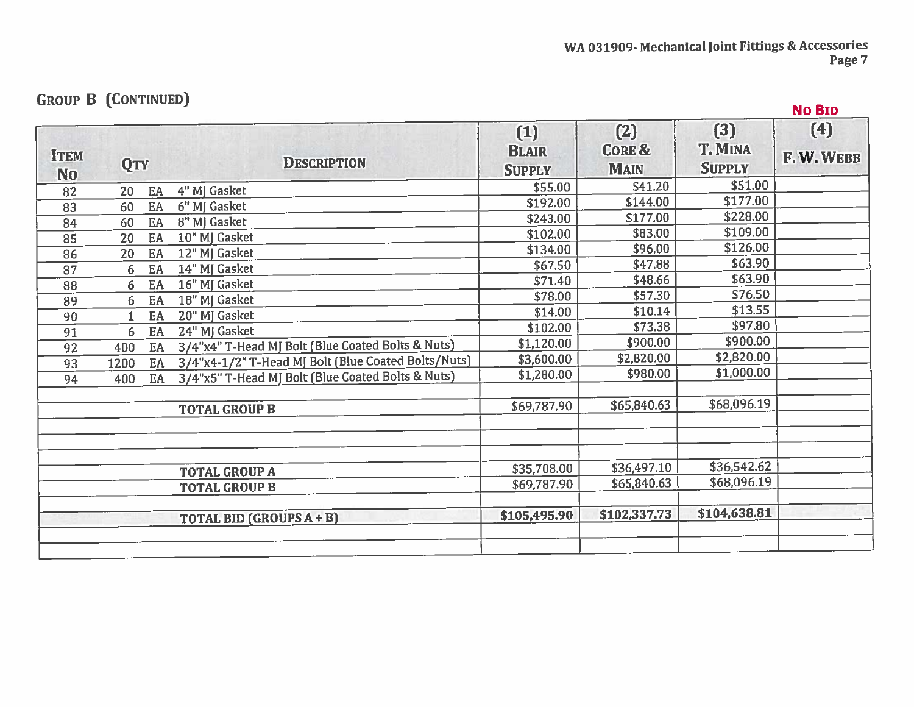## Group B (Continued)

| Item No | Qty | | Description | (1) Blair Supply | (2) Core & Main | (3) T. Mina Supply | (4) F. W. Webb<br>No Bid |
|---|---|---|---|---|---|---|---|
| 82 | 20 | EA | 4" MJ Gasket | $55.00 | $41.20 | $51.00 | |
| 83 | 60 | EA | 6" MJ Gasket | $192.00 | $144.00 | $177.00 | |
| 84 | 60 | EA | 8" MJ Gasket | $243.00 | $177.00 | $228.00 | |
| 85 | 20 | EA | 10" MJ Gasket | $102.00 | $83.00 | $109.00 | |
| 86 | 20 | EA | 12" MJ Gasket | $134.00 | $96.00 | $126.00 | |
| 87 | 6 | EA | 14" MJ Gasket | $67.50 | $47.88 | $63.90 | |
| 88 | 6 | EA | 16" MJ Gasket | $71.40 | $48.66 | $63.90 | |
| 89 | 6 | EA | 18" MJ Gasket | $78.00 | $57.30 | $76.50 | |
| 90 | 1 | EA | 20" MJ Gasket | $14.00 | $10.14 | $13.55 | |
| 91 | 6 | EA | 24" MJ Gasket | $102.00 | $73.38 | $97.80 | |
| 92 | 400 | EA | 3/4"x4" T-Head MJ Bolt (Blue Coated Bolts & Nuts) | $1,120.00 | $900.00 | $900.00 | |
| 93 | 1200 | EA | 3/4"x4-1/2" T-Head MJ Bolt (Blue Coated Bolts/Nuts) | $3,600.00 | $2,820.00 | $2,820.00 | |
| 94 | 400 | EA | 3/4"x5" T-Head MJ Bolt (Blue Coated Bolts & Nuts) | $1,280.00 | $980.00 | $1,000.00 | |
| | | | | | | | |
| | | | **TOTAL GROUP B** | $69,787.90 | $65,840.63 | $68,096.19 | |
| | | | | | | | |
| | | | | | | | |
| | | | | | | | |
| | | | **TOTAL GROUP A** | $35,708.00 | $36,497.10 | $36,542.62 | |
| | | | **TOTAL GROUP B** | $69,787.90 | $65,840.63 | $68,096.19 | |
| | | | | | | | |
| | | | **TOTAL BID (GROUPS A + B)** | **$105,495.90** | **$102,337.73** | **$104,638.81** | |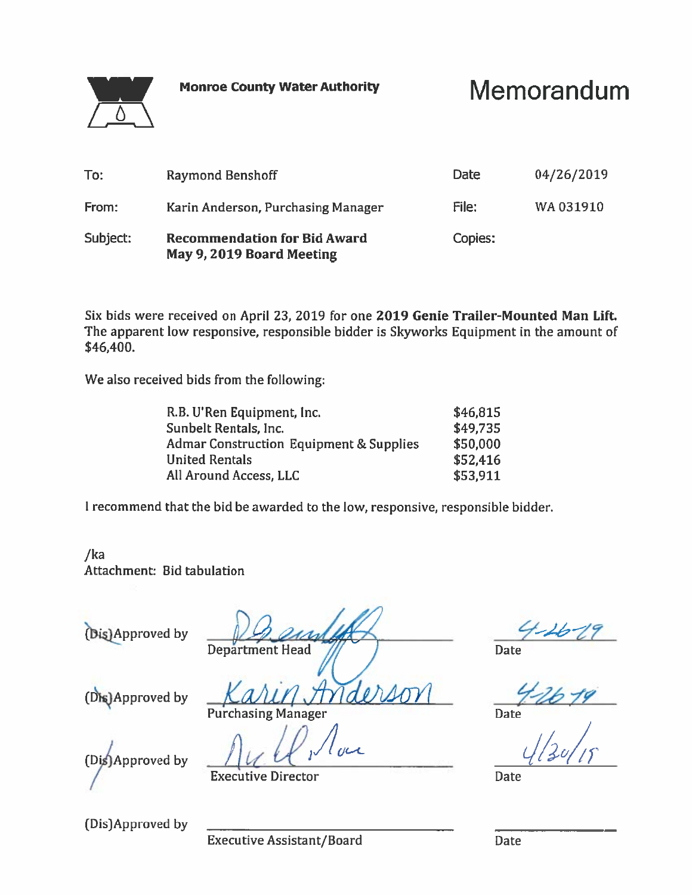**Monroe County Water Authority**

# Memorandum

| | | | |
|---|---|---|---|
| To: | Raymond Benshoff | Date | 04/26/2019 |
| From: | Karin Anderson, Purchasing Manager | File: | WA 031910 |
| Subject: | **Recommendation for Bid Award May 9, 2019 Board Meeting** | Copies: | |

Six bids were received on April 23, 2019 for one **2019 Genie Trailer-Mounted Man Lift.** The apparent low responsive, responsible bidder is Skyworks Equipment in the amount of $46,400.

We also received bids from the following:

| | |
|---|---|
| R.B. U'Ren Equipment, Inc. | $46,815 |
| Sunbelt Rentals, Inc. | $49,735 |
| Admar Construction Equipment & Supplies | $50,000 |
| United Rentals | $52,416 |
| All Around Access, LLC | $53,911 |

I recommend that the bid be awarded to the low, responsive, responsible bidder.

/ka
Attachment: Bid tabulation

(Dis)Approved by ______________________ Date 4-26-19
Department Head

(Dis)Approved by Karin Anderson Date 4-26-19
Purchasing Manager

(Dis)Approved by ______________________ Date 4/30/19
Executive Director

(Dis)Approved by ______________________ Date ________
Executive Assistant/Board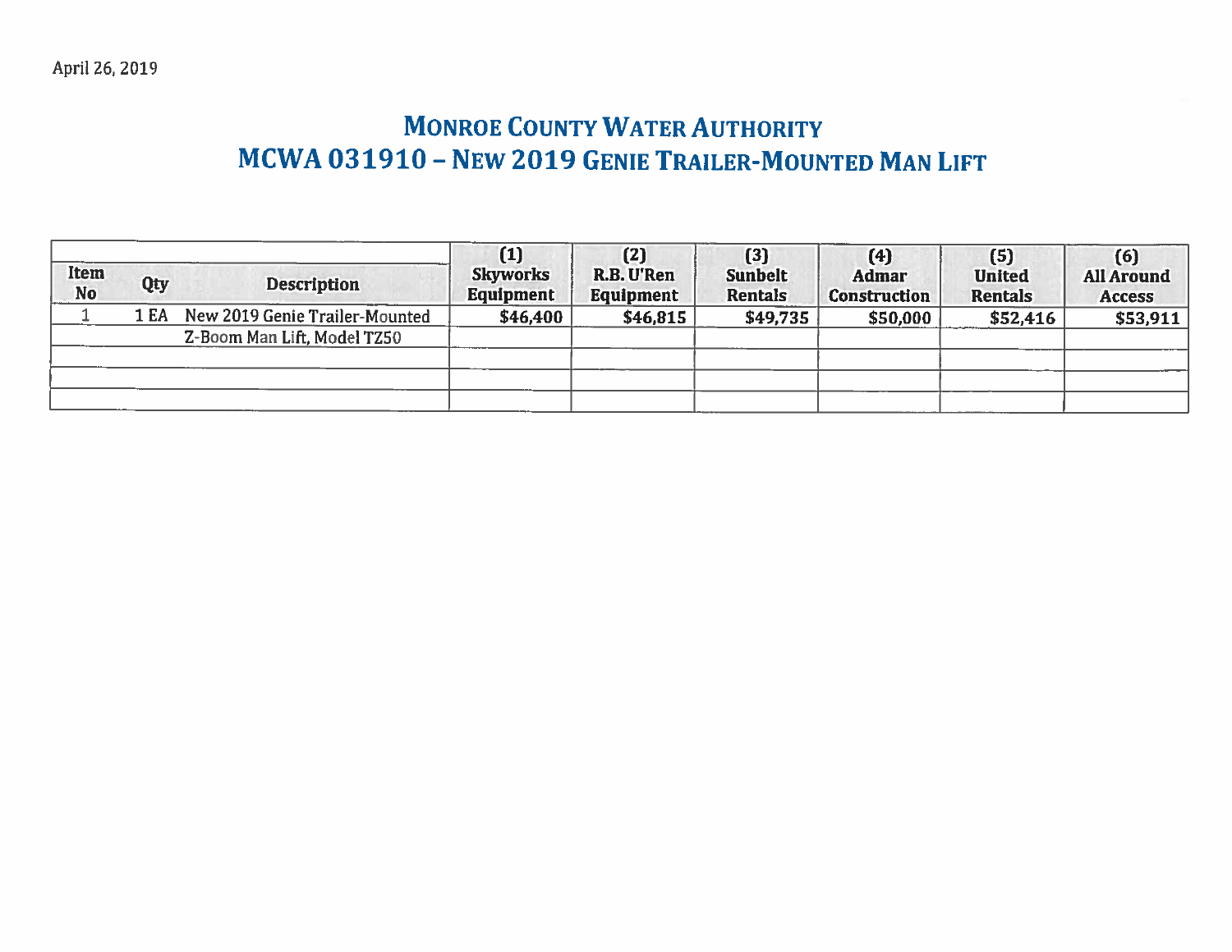April 26, 2019

# MONROE COUNTY WATER AUTHORITY

## MCWA 031910 – NEW 2019 GENIE TRAILER-MOUNTED MAN LIFT

| Item No | Qty | Description | (1) Skyworks Equipment | (2) R.B. U'Ren Equipment | (3) Sunbelt Rentals | (4) Admar Construction | (5) United Rentals | (6) All Around Access |
|---|---|---|---|---|---|---|---|---|
| 1 | 1 EA | New 2019 Genie Trailer-Mounted | **$46,400** | **$46,815** | **$49,735** | **$50,000** | **$52,416** | **$53,911** |
| | | Z-Boom Man Lift, Model TZ50 | | | | | | |
| | | | | | | | | |
| | | | | | | | | |
| | | | | | | | | |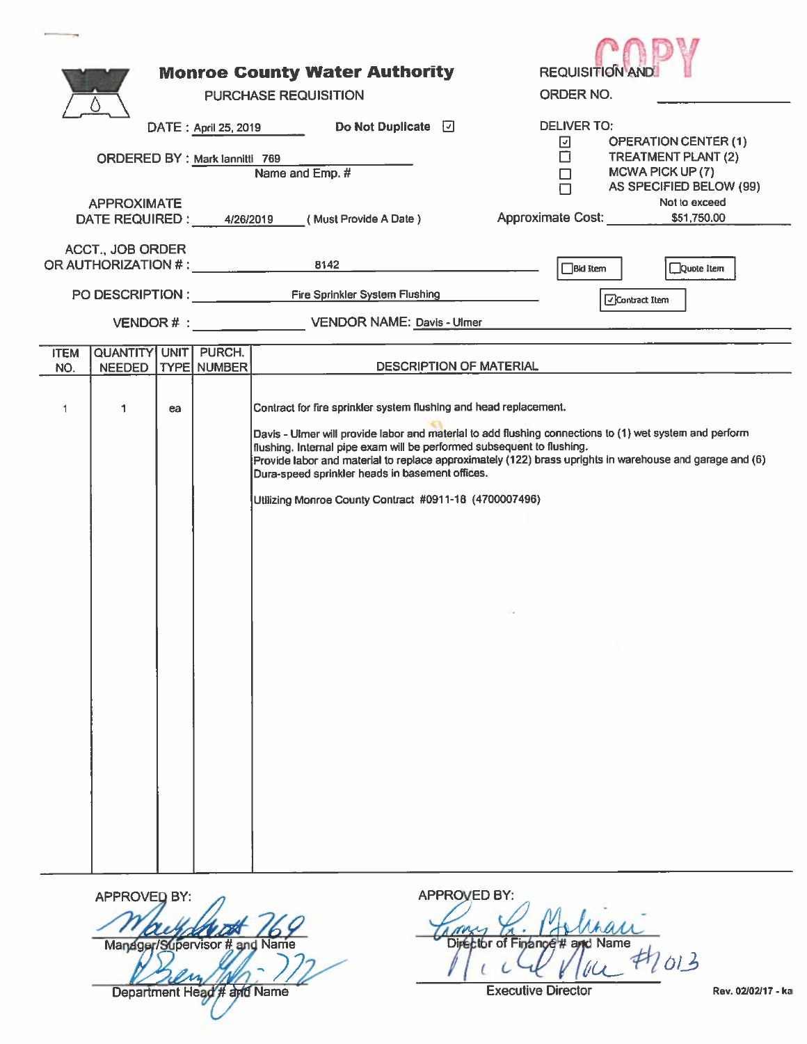# Monroe County Water Authority

## PURCHASE REQUISITION

REQUISITION AND ORDER NO. ______________

COPY

DATE : April 25, 2019

Do Not Duplicate ☑

ORDERED BY : Mark Iannitti 769
Name and Emp. #

DELIVER TO:
- ☑ OPERATION CENTER (1)
- ☐ TREATMENT PLANT (2)
- ☐ MCWA PICK UP (7)
- ☐ AS SPECIFIED BELOW (99)

APPROXIMATE DATE REQUIRED : 4/26/2019 ( Must Provide A Date )

Approximate Cost: Not to exceed $51,750.00

ACCT., JOB ORDER OR AUTHORIZATION # : 8142

☐ Bid Item ☐ Quote Item ☑ Contract Item

PO DESCRIPTION : Fire Sprinkler System Flushing

VENDOR # : ______________ VENDOR NAME: Davis - Ulmer

| ITEM NO. | QUANTITY NEEDED | UNIT TYPE | PURCH. NUMBER | DESCRIPTION OF MATERIAL |
|---|---|---|---|---|
| 1 | 1 | ea | | Contract for fire sprinkler system flushing and head replacement.<br><br>Davis - Ulmer will provide labor and material to add flushing connections to (1) wet system and perform flushing. Internal pipe exam will be performed subsequent to flushing.<br>Provide labor and material to replace approximately (122) brass uprights in warehouse and garage and (6) Dura-speed sprinkler heads in basement offices.<br><br>Utilizing Monroe County Contract #0911-18 (4700007496) |

APPROVED BY:

*[Signature]* 769
Manager/Supervisor # and Name

*[Signature]* 772
Department Head # and Name

APPROVED BY:

*[Signature]*
Director of Finance # and Name

*[Signature]* #1013
Executive Director

Rev. 02/02/17 - ka